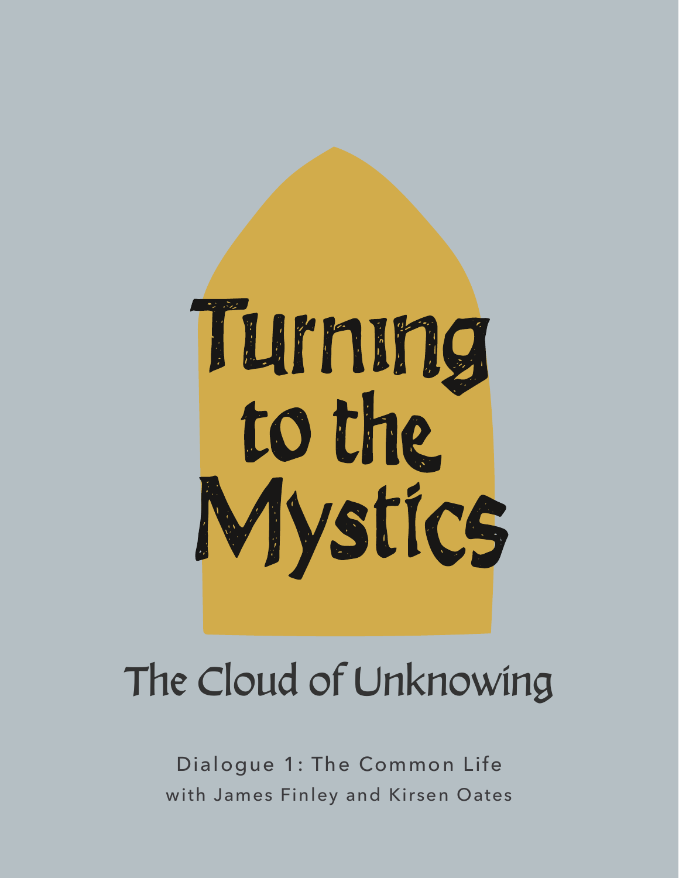# Turning to the Mystics

## The Cloud of Unknowing

Dialogue 1: The Common Life

with James Finley and Kirsen Oates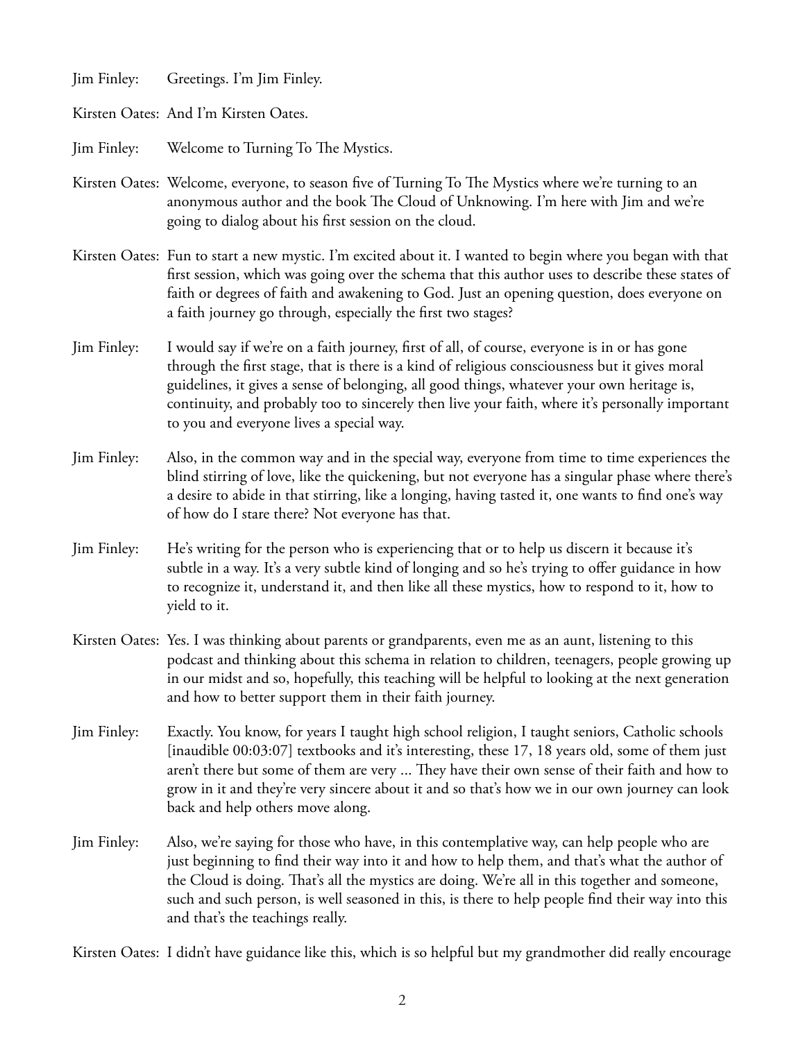Jim Finley: Greetings. I'm Jim Finley.

Kirsten Oates: And I'm Kirsten Oates.

Jim Finley: Welcome to Turning To The Mystics.

Kirsten Oates: Welcome, everyone, to season five of Turning To The Mystics where we're turning to an anonymous author and the book The Cloud of Unknowing. I'm here with Jim and we're going to dialog about his first session on the cloud.

Kirsten Oates: Fun to start a new mystic. I'm excited about it. I wanted to begin where you began with that first session, which was going over the schema that this author uses to describe these states of faith or degrees of faith and awakening to God. Just an opening question, does everyone on a faith journey go through, especially the first two stages?

Jim Finley: I would say if we're on a faith journey, first of all, of course, everyone is in or has gone through the first stage, that is there is a kind of religious consciousness but it gives moral guidelines, it gives a sense of belonging, all good things, whatever your own heritage is, continuity, and probably too to sincerely then live your faith, where it's personally important to you and everyone lives a special way.

Jim Finley: Also, in the common way and in the special way, everyone from time to time experiences the blind stirring of love, like the quickening, but not everyone has a singular phase where there's a desire to abide in that stirring, like a longing, having tasted it, one wants to find one's way of how do I stare there? Not everyone has that.

Jim Finley: He's writing for the person who is experiencing that or to help us discern it because it's subtle in a way. It's a very subtle kind of longing and so he's trying to offer guidance in how to recognize it, understand it, and then like all these mystics, how to respond to it, how to yield to it.

Kirsten Oates: Yes. I was thinking about parents or grandparents, even me as an aunt, listening to this podcast and thinking about this schema in relation to children, teenagers, people growing up in our midst and so, hopefully, this teaching will be helpful to looking at the next generation and how to better support them in their faith journey.

Jim Finley: Exactly. You know, for years I taught high school religion, I taught seniors, Catholic schools [inaudible 00:03:07] textbooks and it's interesting, these 17, 18 years old, some of them just aren't there but some of them are very ... They have their own sense of their faith and how to grow in it and they're very sincere about it and so that's how we in our own journey can look back and help others move along.

Jim Finley: Also, we're saying for those who have, in this contemplative way, can help people who are just beginning to find their way into it and how to help them, and that's what the author of the Cloud is doing. That's all the mystics are doing. We're all in this together and someone, such and such person, is well seasoned in this, is there to help people find their way into this and that's the teachings really.

Kirsten Oates: I didn't have guidance like this, which is so helpful but my grandmother did really encourage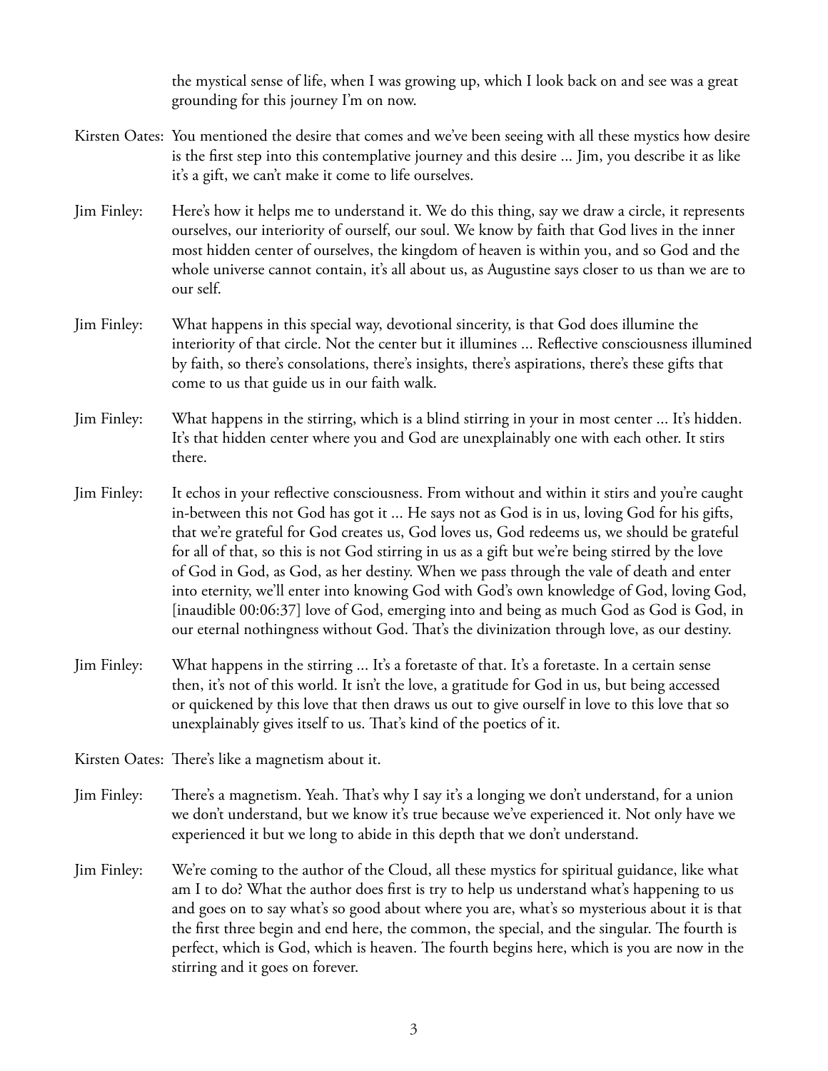the mystical sense of life, when I was growing up, which I look back on and see was a great grounding for this journey I'm on now.

Kirsten Oates: You mentioned the desire that comes and we've been seeing with all these mystics how desire is the first step into this contemplative journey and this desire ... Jim, you describe it as like it's a gift, we can't make it come to life ourselves.

Jim Finley: Here's how it helps me to understand it. We do this thing, say we draw a circle, it represents ourselves, our interiority of ourself, our soul. We know by faith that God lives in the inner most hidden center of ourselves, the kingdom of heaven is within you, and so God and the whole universe cannot contain, it's all about us, as Augustine says closer to us than we are to our self.

Jim Finley: What happens in this special way, devotional sincerity, is that God does illumine the interiority of that circle. Not the center but it illumines ... Reflective consciousness illumined by faith, so there's consolations, there's insights, there's aspirations, there's these gifts that come to us that guide us in our faith walk.

Jim Finley: What happens in the stirring, which is a blind stirring in your in most center ... It's hidden. It's that hidden center where you and God are unexplainably one with each other. It stirs there.

Jim Finley: It echos in your reflective consciousness. From without and within it stirs and you're caught in-between this not God has got it ... He says not as God is in us, loving God for his gifts, that we're grateful for God creates us, God loves us, God redeems us, we should be grateful for all of that, so this is not God stirring in us as a gift but we're being stirred by the love of God in God, as God, as her destiny. When we pass through the vale of death and enter into eternity, we'll enter into knowing God with God's own knowledge of God, loving God, [inaudible 00:06:37] love of God, emerging into and being as much God as God is God, in our eternal nothingness without God. That's the divinization through love, as our destiny.

Jim Finley: What happens in the stirring ... It's a foretaste of that. It's a foretaste. In a certain sense then, it's not of this world. It isn't the love, a gratitude for God in us, but being accessed or quickened by this love that then draws us out to give ourself in love to this love that so unexplainably gives itself to us. That's kind of the poetics of it.

Kirsten Oates: There's like a magnetism about it.

Jim Finley: There's a magnetism. Yeah. That's why I say it's a longing we don't understand, for a union we don't understand, but we know it's true because we've experienced it. Not only have we experienced it but we long to abide in this depth that we don't understand.

Jim Finley: We're coming to the author of the Cloud, all these mystics for spiritual guidance, like what am I to do? What the author does first is try to help us understand what's happening to us and goes on to say what's so good about where you are, what's so mysterious about it is that the first three begin and end here, the common, the special, and the singular. The fourth is perfect, which is God, which is heaven. The fourth begins here, which is you are now in the stirring and it goes on forever.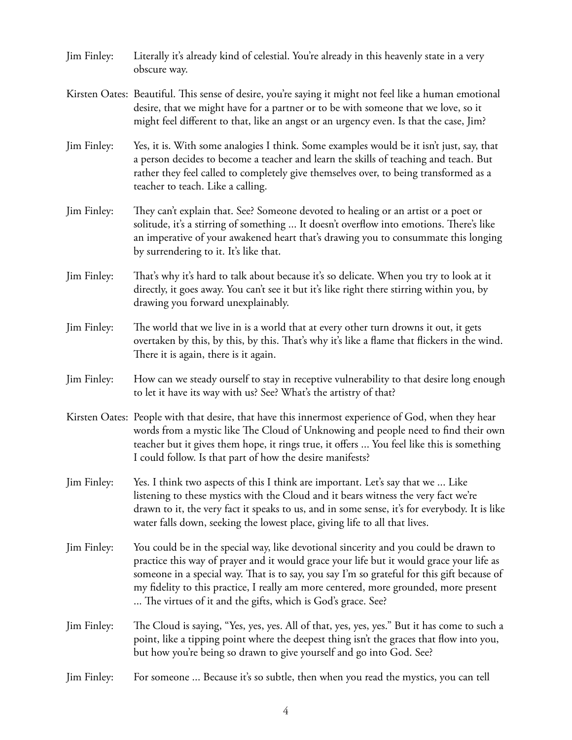Jim Finley: Literally it's already kind of celestial. You're already in this heavenly state in a very obscure way.

Kirsten Oates: Beautiful. This sense of desire, you're saying it might not feel like a human emotional desire, that we might have for a partner or to be with someone that we love, so it might feel different to that, like an angst or an urgency even. Is that the case, Jim?

Jim Finley: Yes, it is. With some analogies I think. Some examples would be it isn't just, say, that a person decides to become a teacher and learn the skills of teaching and teach. But rather they feel called to completely give themselves over, to being transformed as a teacher to teach. Like a calling.

Jim Finley: They can't explain that. See? Someone devoted to healing or an artist or a poet or solitude, it's a stirring of something ... It doesn't overflow into emotions. There's like an imperative of your awakened heart that's drawing you to consummate this longing by surrendering to it. It's like that.

Jim Finley: That's why it's hard to talk about because it's so delicate. When you try to look at it directly, it goes away. You can't see it but it's like right there stirring within you, by drawing you forward unexplainably.

Jim Finley: The world that we live in is a world that at every other turn drowns it out, it gets overtaken by this, by this, by this. That's why it's like a flame that flickers in the wind. There it is again, there is it again.

Jim Finley: How can we steady ourself to stay in receptive vulnerability to that desire long enough to let it have its way with us? See? What's the artistry of that?

Kirsten Oates: People with that desire, that have this innermost experience of God, when they hear words from a mystic like The Cloud of Unknowing and people need to find their own teacher but it gives them hope, it rings true, it offers ... You feel like this is something I could follow. Is that part of how the desire manifests?

Jim Finley: Yes. I think two aspects of this I think are important. Let's say that we ... Like listening to these mystics with the Cloud and it bears witness the very fact we're drawn to it, the very fact it speaks to us, and in some sense, it's for everybody. It is like water falls down, seeking the lowest place, giving life to all that lives.

Jim Finley: You could be in the special way, like devotional sincerity and you could be drawn to practice this way of prayer and it would grace your life but it would grace your life as someone in a special way. That is to say, you say I'm so grateful for this gift because of my fidelity to this practice, I really am more centered, more grounded, more present ... The virtues of it and the gifts, which is God's grace. See?

Jim Finley: The Cloud is saying, "Yes, yes, yes. All of that, yes, yes, yes." But it has come to such a point, like a tipping point where the deepest thing isn't the graces that flow into you, but how you're being so drawn to give yourself and go into God. See?

Jim Finley: For someone ... Because it's so subtle, then when you read the mystics, you can tell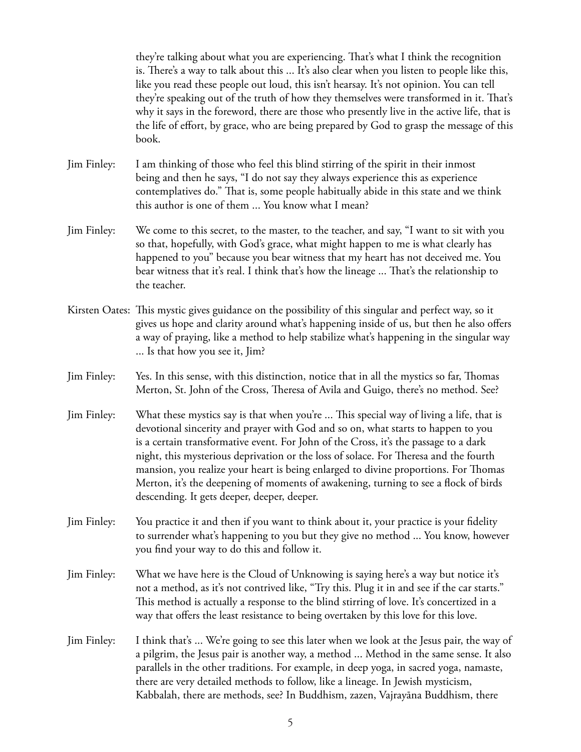they're talking about what you are experiencing. That's what I think the recognition is. There's a way to talk about this ... It's also clear when you listen to people like this, like you read these people out loud, this isn't hearsay. It's not opinion. You can tell they're speaking out of the truth of how they themselves were transformed in it. That's why it says in the foreword, there are those who presently live in the active life, that is the life of effort, by grace, who are being prepared by God to grasp the message of this book.

Jim Finley: I am thinking of those who feel this blind stirring of the spirit in their inmost being and then he says, "I do not say they always experience this as experience contemplatives do." That is, some people habitually abide in this state and we think this author is one of them ... You know what I mean?

Jim Finley: We come to this secret, to the master, to the teacher, and say, "I want to sit with you so that, hopefully, with God's grace, what might happen to me is what clearly has happened to you" because you bear witness that my heart has not deceived me. You bear witness that it's real. I think that's how the lineage ... That's the relationship to the teacher.

Kirsten Oates: This mystic gives guidance on the possibility of this singular and perfect way, so it gives us hope and clarity around what's happening inside of us, but then he also offers a way of praying, like a method to help stabilize what's happening in the singular way ... Is that how you see it, Jim?

Jim Finley: Yes. In this sense, with this distinction, notice that in all the mystics so far, Thomas Merton, St. John of the Cross, Theresa of Avila and Guigo, there's no method. See?

Jim Finley: What these mystics say is that when you're ... This special way of living a life, that is devotional sincerity and prayer with God and so on, what starts to happen to you is a certain transformative event. For John of the Cross, it's the passage to a dark night, this mysterious deprivation or the loss of solace. For Theresa and the fourth mansion, you realize your heart is being enlarged to divine proportions. For Thomas Merton, it's the deepening of moments of awakening, turning to see a flock of birds descending. It gets deeper, deeper, deeper.

Jim Finley: You practice it and then if you want to think about it, your practice is your fidelity to surrender what's happening to you but they give no method ... You know, however you find your way to do this and follow it.

Jim Finley: What we have here is the Cloud of Unknowing is saying here's a way but notice it's not a method, as it's not contrived like, "Try this. Plug it in and see if the car starts." This method is actually a response to the blind stirring of love. It's concertized in a way that offers the least resistance to being overtaken by this love for this love.

Jim Finley: I think that's ... We're going to see this later when we look at the Jesus pair, the way of a pilgrim, the Jesus pair is another way, a method ... Method in the same sense. It also parallels in the other traditions. For example, in deep yoga, in sacred yoga, namaste, there are very detailed methods to follow, like a lineage. In Jewish mysticism, Kabbalah, there are methods, see? In Buddhism, zazen, Vajrayāna Buddhism, there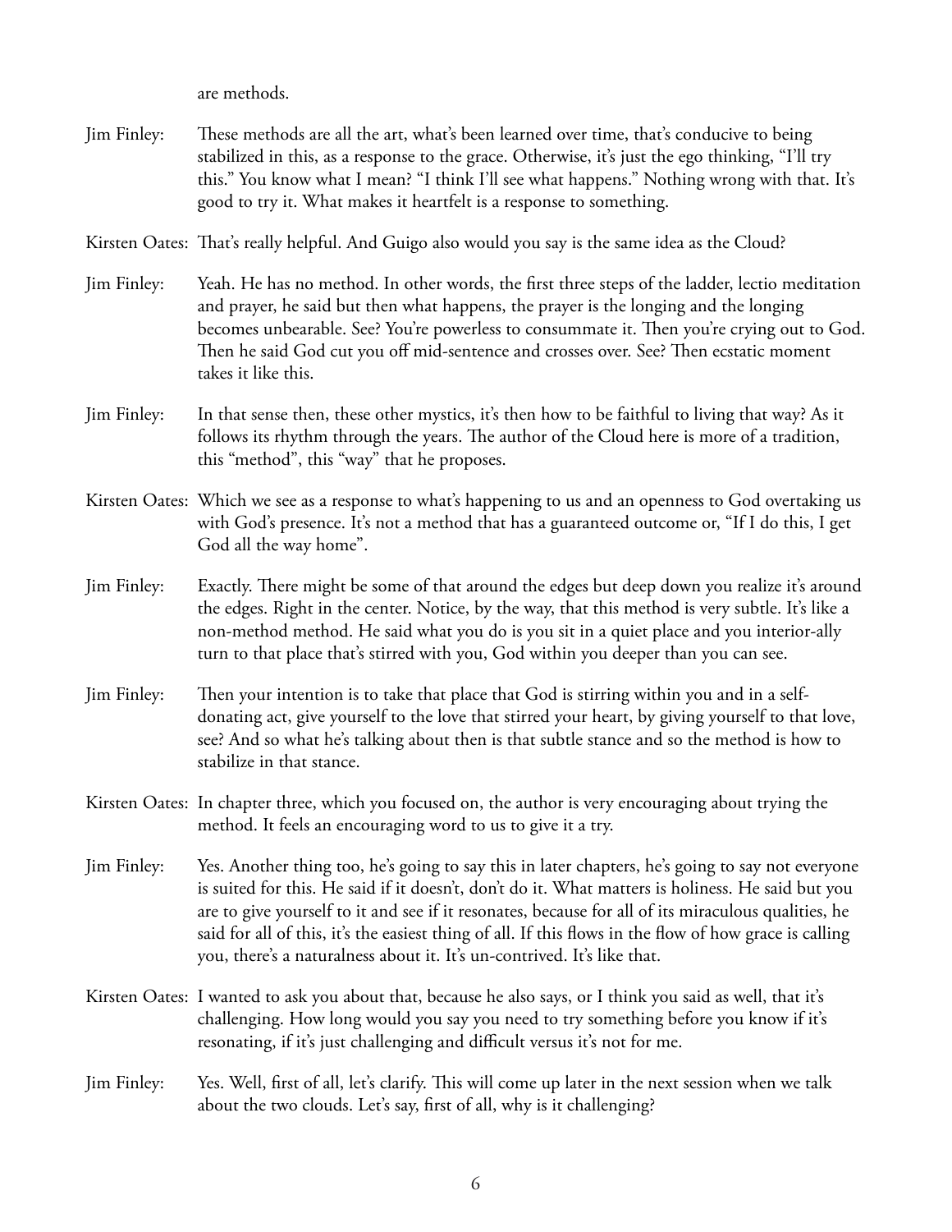are methods.

Jim Finley: These methods are all the art, what's been learned over time, that's conducive to being stabilized in this, as a response to the grace. Otherwise, it's just the ego thinking, "I'll try this." You know what I mean? "I think I'll see what happens." Nothing wrong with that. It's good to try it. What makes it heartfelt is a response to something.

Kirsten Oates: That's really helpful. And Guigo also would you say is the same idea as the Cloud?

Jim Finley: Yeah. He has no method. In other words, the first three steps of the ladder, lectio meditation and prayer, he said but then what happens, the prayer is the longing and the longing becomes unbearable. See? You're powerless to consummate it. Then you're crying out to God. Then he said God cut you off mid-sentence and crosses over. See? Then ecstatic moment takes it like this.

Jim Finley: In that sense then, these other mystics, it's then how to be faithful to living that way? As it follows its rhythm through the years. The author of the Cloud here is more of a tradition, this "method", this "way" that he proposes.

Kirsten Oates: Which we see as a response to what's happening to us and an openness to God overtaking us with God's presence. It's not a method that has a guaranteed outcome or, "If I do this, I get God all the way home".

Jim Finley: Exactly. There might be some of that around the edges but deep down you realize it's around the edges. Right in the center. Notice, by the way, that this method is very subtle. It's like a non-method method. He said what you do is you sit in a quiet place and you interior-ally turn to that place that's stirred with you, God within you deeper than you can see.

Jim Finley: Then your intention is to take that place that God is stirring within you and in a self-donating act, give yourself to the love that stirred your heart, by giving yourself to that love, see? And so what he's talking about then is that subtle stance and so the method is how to stabilize in that stance.

Kirsten Oates: In chapter three, which you focused on, the author is very encouraging about trying the method. It feels an encouraging word to us to give it a try.

Jim Finley: Yes. Another thing too, he's going to say this in later chapters, he's going to say not everyone is suited for this. He said if it doesn't, don't do it. What matters is holiness. He said but you are to give yourself to it and see if it resonates, because for all of its miraculous qualities, he said for all of this, it's the easiest thing of all. If this flows in the flow of how grace is calling you, there's a naturalness about it. It's un-contrived. It's like that.

Kirsten Oates: I wanted to ask you about that, because he also says, or I think you said as well, that it's challenging. How long would you say you need to try something before you know if it's resonating, if it's just challenging and difficult versus it's not for me.

Jim Finley: Yes. Well, first of all, let's clarify. This will come up later in the next session when we talk about the two clouds. Let's say, first of all, why is it challenging?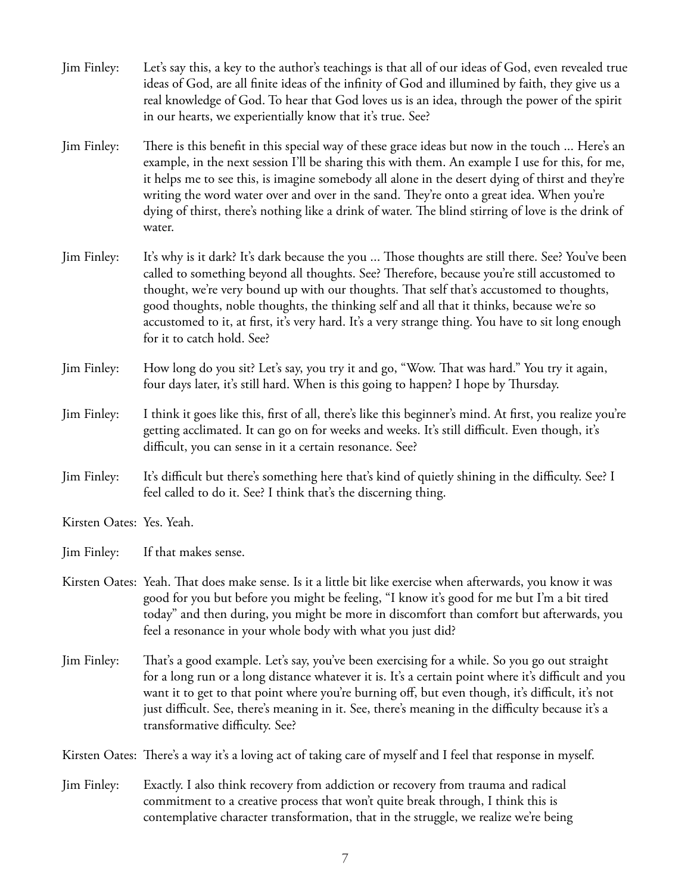Jim Finley: Let's say this, a key to the author's teachings is that all of our ideas of God, even revealed true ideas of God, are all finite ideas of the infinity of God and illumined by faith, they give us a real knowledge of God. To hear that God loves us is an idea, through the power of the spirit in our hearts, we experientially know that it's true. See?

Jim Finley: There is this benefit in this special way of these grace ideas but now in the touch ... Here's an example, in the next session I'll be sharing this with them. An example I use for this, for me, it helps me to see this, is imagine somebody all alone in the desert dying of thirst and they're writing the word water over and over in the sand. They're onto a great idea. When you're dying of thirst, there's nothing like a drink of water. The blind stirring of love is the drink of water.

Jim Finley: It's why is it dark? It's dark because the you ... Those thoughts are still there. See? You've been called to something beyond all thoughts. See? Therefore, because you're still accustomed to thought, we're very bound up with our thoughts. That self that's accustomed to thoughts, good thoughts, noble thoughts, the thinking self and all that it thinks, because we're so accustomed to it, at first, it's very hard. It's a very strange thing. You have to sit long enough for it to catch hold. See?

Jim Finley: How long do you sit? Let's say, you try it and go, "Wow. That was hard." You try it again, four days later, it's still hard. When is this going to happen? I hope by Thursday.

Jim Finley: I think it goes like this, first of all, there's like this beginner's mind. At first, you realize you're getting acclimated. It can go on for weeks and weeks. It's still difficult. Even though, it's difficult, you can sense in it a certain resonance. See?

Jim Finley: It's difficult but there's something here that's kind of quietly shining in the difficulty. See? I feel called to do it. See? I think that's the discerning thing.

Kirsten Oates: Yes. Yeah.

Jim Finley: If that makes sense.

Kirsten Oates: Yeah. That does make sense. Is it a little bit like exercise when afterwards, you know it was good for you but before you might be feeling, "I know it's good for me but I'm a bit tired today" and then during, you might be more in discomfort than comfort but afterwards, you feel a resonance in your whole body with what you just did?

Jim Finley: That's a good example. Let's say, you've been exercising for a while. So you go out straight for a long run or a long distance whatever it is. It's a certain point where it's difficult and you want it to get to that point where you're burning off, but even though, it's difficult, it's not just difficult. See, there's meaning in it. See, there's meaning in the difficulty because it's a transformative difficulty. See?

Kirsten Oates: There's a way it's a loving act of taking care of myself and I feel that response in myself.

Jim Finley: Exactly. I also think recovery from addiction or recovery from trauma and radical commitment to a creative process that won't quite break through, I think this is contemplative character transformation, that in the struggle, we realize we're being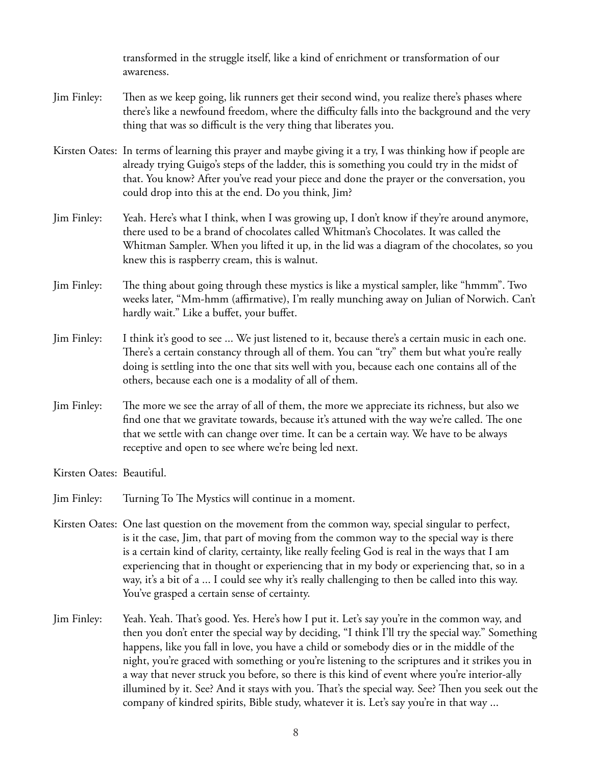transformed in the struggle itself, like a kind of enrichment or transformation of our awareness.

Jim Finley: Then as we keep going, lik runners get their second wind, you realize there's phases where there's like a newfound freedom, where the difficulty falls into the background and the very thing that was so difficult is the very thing that liberates you.

Kirsten Oates: In terms of learning this prayer and maybe giving it a try, I was thinking how if people are already trying Guigo's steps of the ladder, this is something you could try in the midst of that. You know? After you've read your piece and done the prayer or the conversation, you could drop into this at the end. Do you think, Jim?

Jim Finley: Yeah. Here's what I think, when I was growing up, I don't know if they're around anymore, there used to be a brand of chocolates called Whitman's Chocolates. It was called the Whitman Sampler. When you lifted it up, in the lid was a diagram of the chocolates, so you knew this is raspberry cream, this is walnut.

Jim Finley: The thing about going through these mystics is like a mystical sampler, like "hmmm". Two weeks later, "Mm-hmm (affirmative), I'm really munching away on Julian of Norwich. Can't hardly wait." Like a buffet, your buffet.

Jim Finley: I think it's good to see ... We just listened to it, because there's a certain music in each one. There's a certain constancy through all of them. You can "try" them but what you're really doing is settling into the one that sits well with you, because each one contains all of the others, because each one is a modality of all of them.

Jim Finley: The more we see the array of all of them, the more we appreciate its richness, but also we find one that we gravitate towards, because it's attuned with the way we're called. The one that we settle with can change over time. It can be a certain way. We have to be always receptive and open to see where we're being led next.

Kirsten Oates: Beautiful.

Jim Finley: Turning To The Mystics will continue in a moment.

Kirsten Oates: One last question on the movement from the common way, special singular to perfect, is it the case, Jim, that part of moving from the common way to the special way is there is a certain kind of clarity, certainty, like really feeling God is real in the ways that I am experiencing that in thought or experiencing that in my body or experiencing that, so in a way, it's a bit of a ... I could see why it's really challenging to then be called into this way. You've grasped a certain sense of certainty.

Jim Finley: Yeah. Yeah. That's good. Yes. Here's how I put it. Let's say you're in the common way, and then you don't enter the special way by deciding, "I think I'll try the special way." Something happens, like you fall in love, you have a child or somebody dies or in the middle of the night, you're graced with something or you're listening to the scriptures and it strikes you in a way that never struck you before, so there is this kind of event where you're interior-ally illumined by it. See? And it stays with you. That's the special way. See? Then you seek out the company of kindred spirits, Bible study, whatever it is. Let's say you're in that way ...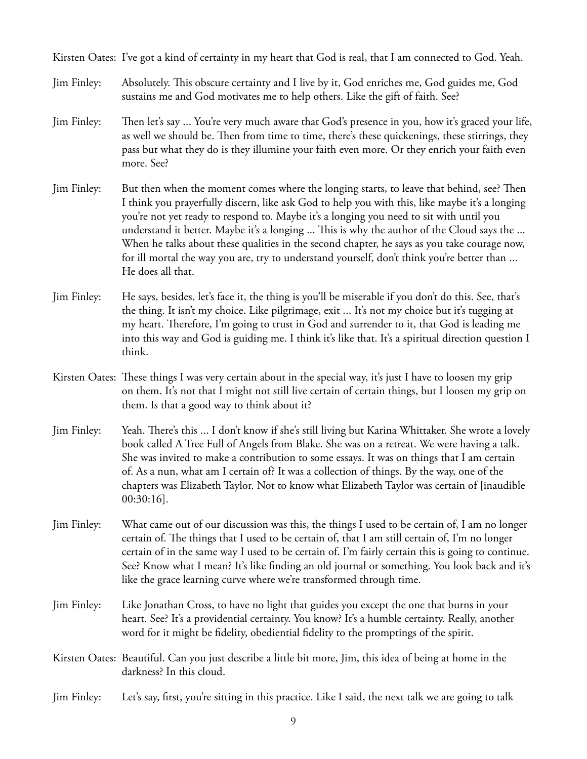Kirsten Oates: I've got a kind of certainty in my heart that God is real, that I am connected to God. Yeah.

Jim Finley: Absolutely. This obscure certainty and I live by it, God enriches me, God guides me, God sustains me and God motivates me to help others. Like the gift of faith. See?

Jim Finley: Then let's say ... You're very much aware that God's presence in you, how it's graced your life, as well we should be. Then from time to time, there's these quickenings, these stirrings, they pass but what they do is they illumine your faith even more. Or they enrich your faith even more. See?

Jim Finley: But then when the moment comes where the longing starts, to leave that behind, see? Then I think you prayerfully discern, like ask God to help you with this, like maybe it's a longing you're not yet ready to respond to. Maybe it's a longing you need to sit with until you understand it better. Maybe it's a longing ... This is why the author of the Cloud says the ... When he talks about these qualities in the second chapter, he says as you take courage now, for ill mortal the way you are, try to understand yourself, don't think you're better than ... He does all that.

Jim Finley: He says, besides, let's face it, the thing is you'll be miserable if you don't do this. See, that's the thing. It isn't my choice. Like pilgrimage, exit ... It's not my choice but it's tugging at my heart. Therefore, I'm going to trust in God and surrender to it, that God is leading me into this way and God is guiding me. I think it's like that. It's a spiritual direction question I think.

Kirsten Oates: These things I was very certain about in the special way, it's just I have to loosen my grip on them. It's not that I might not still live certain of certain things, but I loosen my grip on them. Is that a good way to think about it?

Jim Finley: Yeah. There's this ... I don't know if she's still living but Karina Whittaker. She wrote a lovely book called A Tree Full of Angels from Blake. She was on a retreat. We were having a talk. She was invited to make a contribution to some essays. It was on things that I am certain of. As a nun, what am I certain of? It was a collection of things. By the way, one of the chapters was Elizabeth Taylor. Not to know what Elizabeth Taylor was certain of [inaudible 00:30:16].

Jim Finley: What came out of our discussion was this, the things I used to be certain of, I am no longer certain of. The things that I used to be certain of, that I am still certain of, I'm no longer certain of in the same way I used to be certain of. I'm fairly certain this is going to continue. See? Know what I mean? It's like finding an old journal or something. You look back and it's like the grace learning curve where we're transformed through time.

Jim Finley: Like Jonathan Cross, to have no light that guides you except the one that burns in your heart. See? It's a providential certainty. You know? It's a humble certainty. Really, another word for it might be fidelity, obediential fidelity to the promptings of the spirit.

Kirsten Oates: Beautiful. Can you just describe a little bit more, Jim, this idea of being at home in the darkness? In this cloud.

Jim Finley: Let's say, first, you're sitting in this practice. Like I said, the next talk we are going to talk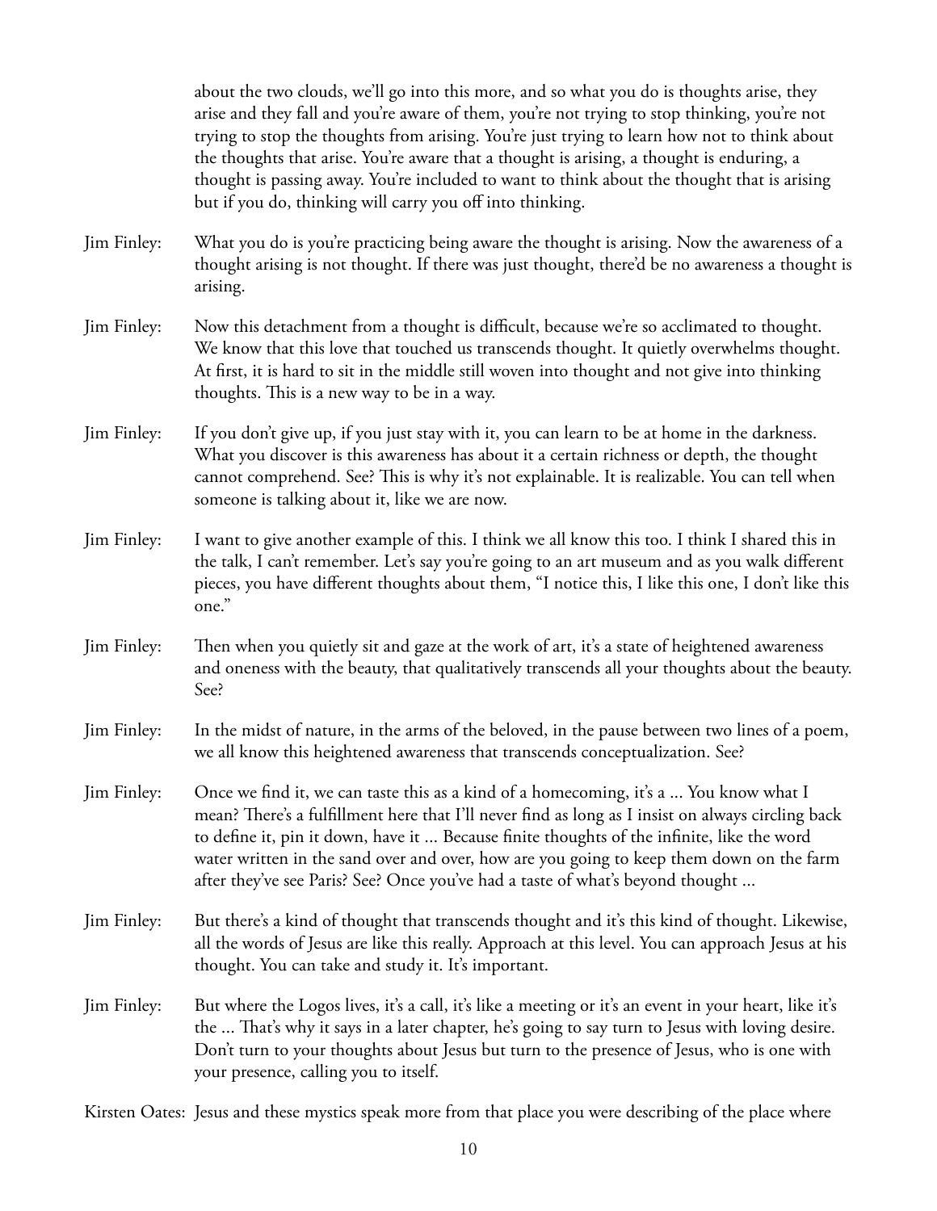about the two clouds, we'll go into this more, and so what you do is thoughts arise, they arise and they fall and you're aware of them, you're not trying to stop thinking, you're not trying to stop the thoughts from arising. You're just trying to learn how not to think about the thoughts that arise. You're aware that a thought is arising, a thought is enduring, a thought is passing away. You're included to want to think about the thought that is arising but if you do, thinking will carry you off into thinking.

Jim Finley: What you do is you're practicing being aware the thought is arising. Now the awareness of a thought arising is not thought. If there was just thought, there'd be no awareness a thought is arising.

Jim Finley: Now this detachment from a thought is difficult, because we're so acclimated to thought. We know that this love that touched us transcends thought. It quietly overwhelms thought. At first, it is hard to sit in the middle still woven into thought and not give into thinking thoughts. This is a new way to be in a way.

Jim Finley: If you don't give up, if you just stay with it, you can learn to be at home in the darkness. What you discover is this awareness has about it a certain richness or depth, the thought cannot comprehend. See? This is why it's not explainable. It is realizable. You can tell when someone is talking about it, like we are now.

Jim Finley: I want to give another example of this. I think we all know this too. I think I shared this in the talk, I can't remember. Let's say you're going to an art museum and as you walk different pieces, you have different thoughts about them, "I notice this, I like this one, I don't like this one."

Jim Finley: Then when you quietly sit and gaze at the work of art, it's a state of heightened awareness and oneness with the beauty, that qualitatively transcends all your thoughts about the beauty. See?

Jim Finley: In the midst of nature, in the arms of the beloved, in the pause between two lines of a poem, we all know this heightened awareness that transcends conceptualization. See?

Jim Finley: Once we find it, we can taste this as a kind of a homecoming, it's a ... You know what I mean? There's a fulfillment here that I'll never find as long as I insist on always circling back to define it, pin it down, have it ... Because finite thoughts of the infinite, like the word water written in the sand over and over, how are you going to keep them down on the farm after they've see Paris? See? Once you've had a taste of what's beyond thought ...

Jim Finley: But there's a kind of thought that transcends thought and it's this kind of thought. Likewise, all the words of Jesus are like this really. Approach at this level. You can approach Jesus at his thought. You can take and study it. It's important.

Jim Finley: But where the Logos lives, it's a call, it's like a meeting or it's an event in your heart, like it's the ... That's why it says in a later chapter, he's going to say turn to Jesus with loving desire. Don't turn to your thoughts about Jesus but turn to the presence of Jesus, who is one with your presence, calling you to itself.

Kirsten Oates: Jesus and these mystics speak more from that place you were describing of the place where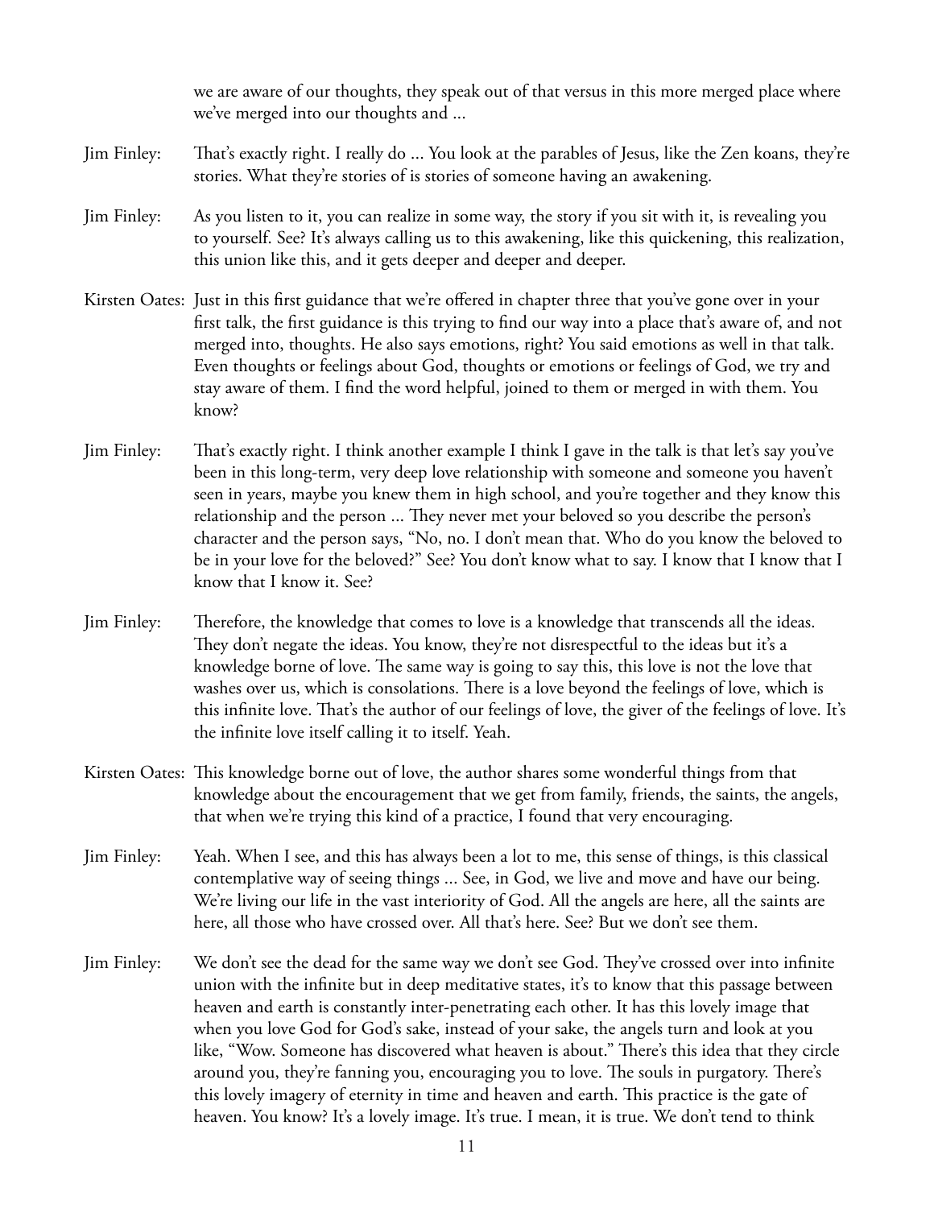we are aware of our thoughts, they speak out of that versus in this more merged place where we've merged into our thoughts and ...

Jim Finley: That's exactly right. I really do ... You look at the parables of Jesus, like the Zen koans, they're stories. What they're stories of is stories of someone having an awakening.

Jim Finley: As you listen to it, you can realize in some way, the story if you sit with it, is revealing you to yourself. See? It's always calling us to this awakening, like this quickening, this realization, this union like this, and it gets deeper and deeper and deeper.

Kirsten Oates: Just in this first guidance that we're offered in chapter three that you've gone over in your first talk, the first guidance is this trying to find our way into a place that's aware of, and not merged into, thoughts. He also says emotions, right? You said emotions as well in that talk. Even thoughts or feelings about God, thoughts or emotions or feelings of God, we try and stay aware of them. I find the word helpful, joined to them or merged in with them. You know?

Jim Finley: That's exactly right. I think another example I think I gave in the talk is that let's say you've been in this long-term, very deep love relationship with someone and someone you haven't seen in years, maybe you knew them in high school, and you're together and they know this relationship and the person ... They never met your beloved so you describe the person's character and the person says, "No, no. I don't mean that. Who do you know the beloved to be in your love for the beloved?" See? You don't know what to say. I know that I know that I know that I know it. See?

Jim Finley: Therefore, the knowledge that comes to love is a knowledge that transcends all the ideas. They don't negate the ideas. You know, they're not disrespectful to the ideas but it's a knowledge borne of love. The same way is going to say this, this love is not the love that washes over us, which is consolations. There is a love beyond the feelings of love, which is this infinite love. That's the author of our feelings of love, the giver of the feelings of love. It's the infinite love itself calling it to itself. Yeah.

Kirsten Oates: This knowledge borne out of love, the author shares some wonderful things from that knowledge about the encouragement that we get from family, friends, the saints, the angels, that when we're trying this kind of a practice, I found that very encouraging.

Jim Finley: Yeah. When I see, and this has always been a lot to me, this sense of things, is this classical contemplative way of seeing things ... See, in God, we live and move and have our being. We're living our life in the vast interiority of God. All the angels are here, all the saints are here, all those who have crossed over. All that's here. See? But we don't see them.

Jim Finley: We don't see the dead for the same way we don't see God. They've crossed over into infinite union with the infinite but in deep meditative states, it's to know that this passage between heaven and earth is constantly inter-penetrating each other. It has this lovely image that when you love God for God's sake, instead of your sake, the angels turn and look at you like, "Wow. Someone has discovered what heaven is about." There's this idea that they circle around you, they're fanning you, encouraging you to love. The souls in purgatory. There's this lovely imagery of eternity in time and heaven and earth. This practice is the gate of heaven. You know? It's a lovely image. It's true. I mean, it is true. We don't tend to think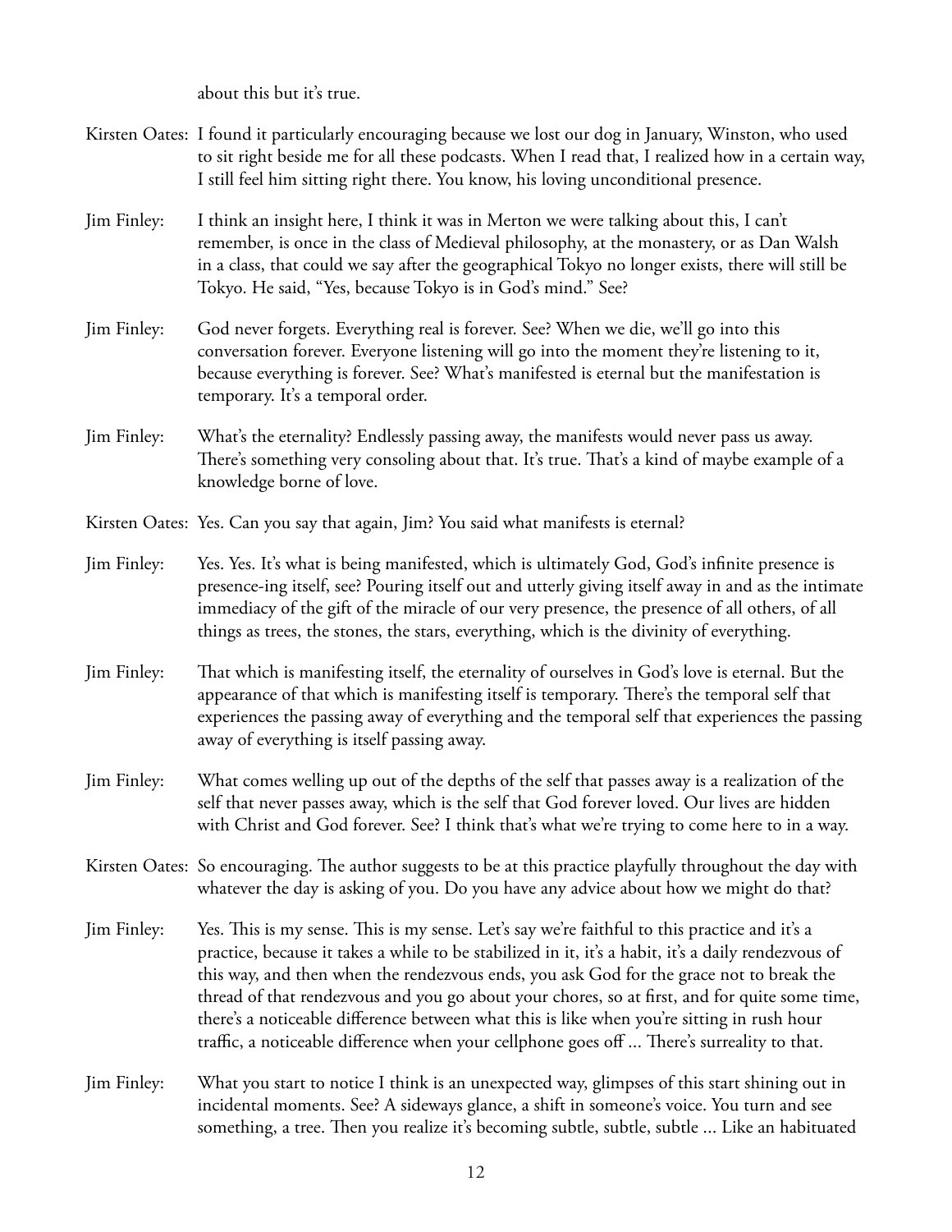about this but it's true.

Kirsten Oates: I found it particularly encouraging because we lost our dog in January, Winston, who used to sit right beside me for all these podcasts. When I read that, I realized how in a certain way, I still feel him sitting right there. You know, his loving unconditional presence.

Jim Finley: I think an insight here, I think it was in Merton we were talking about this, I can't remember, is once in the class of Medieval philosophy, at the monastery, or as Dan Walsh in a class, that could we say after the geographical Tokyo no longer exists, there will still be Tokyo. He said, "Yes, because Tokyo is in God's mind." See?

Jim Finley: God never forgets. Everything real is forever. See? When we die, we'll go into this conversation forever. Everyone listening will go into the moment they're listening to it, because everything is forever. See? What's manifested is eternal but the manifestation is temporary. It's a temporal order.

Jim Finley: What's the eternality? Endlessly passing away, the manifests would never pass us away. There's something very consoling about that. It's true. That's a kind of maybe example of a knowledge borne of love.

Kirsten Oates: Yes. Can you say that again, Jim? You said what manifests is eternal?

Jim Finley: Yes. Yes. It's what is being manifested, which is ultimately God, God's infinite presence is presence-ing itself, see? Pouring itself out and utterly giving itself away in and as the intimate immediacy of the gift of the miracle of our very presence, the presence of all others, of all things as trees, the stones, the stars, everything, which is the divinity of everything.

Jim Finley: That which is manifesting itself, the eternality of ourselves in God's love is eternal. But the appearance of that which is manifesting itself is temporary. There's the temporal self that experiences the passing away of everything and the temporal self that experiences the passing away of everything is itself passing away.

Jim Finley: What comes welling up out of the depths of the self that passes away is a realization of the self that never passes away, which is the self that God forever loved. Our lives are hidden with Christ and God forever. See? I think that's what we're trying to come here to in a way.

Kirsten Oates: So encouraging. The author suggests to be at this practice playfully throughout the day with whatever the day is asking of you. Do you have any advice about how we might do that?

Jim Finley: Yes. This is my sense. This is my sense. Let's say we're faithful to this practice and it's a practice, because it takes a while to be stabilized in it, it's a habit, it's a daily rendezvous of this way, and then when the rendezvous ends, you ask God for the grace not to break the thread of that rendezvous and you go about your chores, so at first, and for quite some time, there's a noticeable difference between what this is like when you're sitting in rush hour traffic, a noticeable difference when your cellphone goes off ... There's surreality to that.

Jim Finley: What you start to notice I think is an unexpected way, glimpses of this start shining out in incidental moments. See? A sideways glance, a shift in someone's voice. You turn and see something, a tree. Then you realize it's becoming subtle, subtle, subtle ... Like an habituated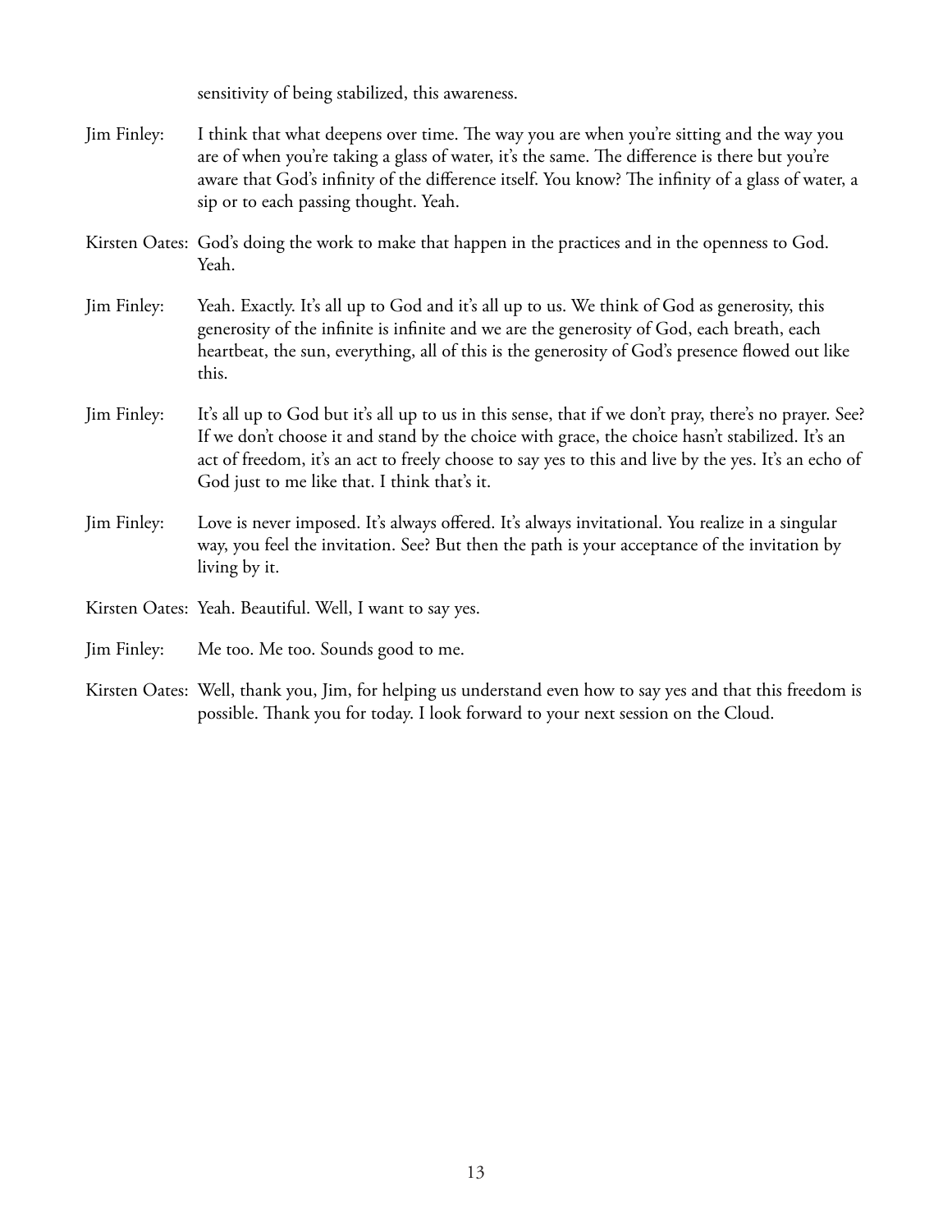sensitivity of being stabilized, this awareness.

Jim Finley: I think that what deepens over time. The way you are when you're sitting and the way you are of when you're taking a glass of water, it's the same. The difference is there but you're aware that God's infinity of the difference itself. You know? The infinity of a glass of water, a sip or to each passing thought. Yeah.

Kirsten Oates: God's doing the work to make that happen in the practices and in the openness to God. Yeah.

Jim Finley: Yeah. Exactly. It's all up to God and it's all up to us. We think of God as generosity, this generosity of the infinite is infinite and we are the generosity of God, each breath, each heartbeat, the sun, everything, all of this is the generosity of God's presence flowed out like this.

Jim Finley: It's all up to God but it's all up to us in this sense, that if we don't pray, there's no prayer. See? If we don't choose it and stand by the choice with grace, the choice hasn't stabilized. It's an act of freedom, it's an act to freely choose to say yes to this and live by the yes. It's an echo of God just to me like that. I think that's it.

Jim Finley: Love is never imposed. It's always offered. It's always invitational. You realize in a singular way, you feel the invitation. See? But then the path is your acceptance of the invitation by living by it.

Kirsten Oates: Yeah. Beautiful. Well, I want to say yes.

Jim Finley: Me too. Me too. Sounds good to me.

Kirsten Oates: Well, thank you, Jim, for helping us understand even how to say yes and that this freedom is possible. Thank you for today. I look forward to your next session on the Cloud.